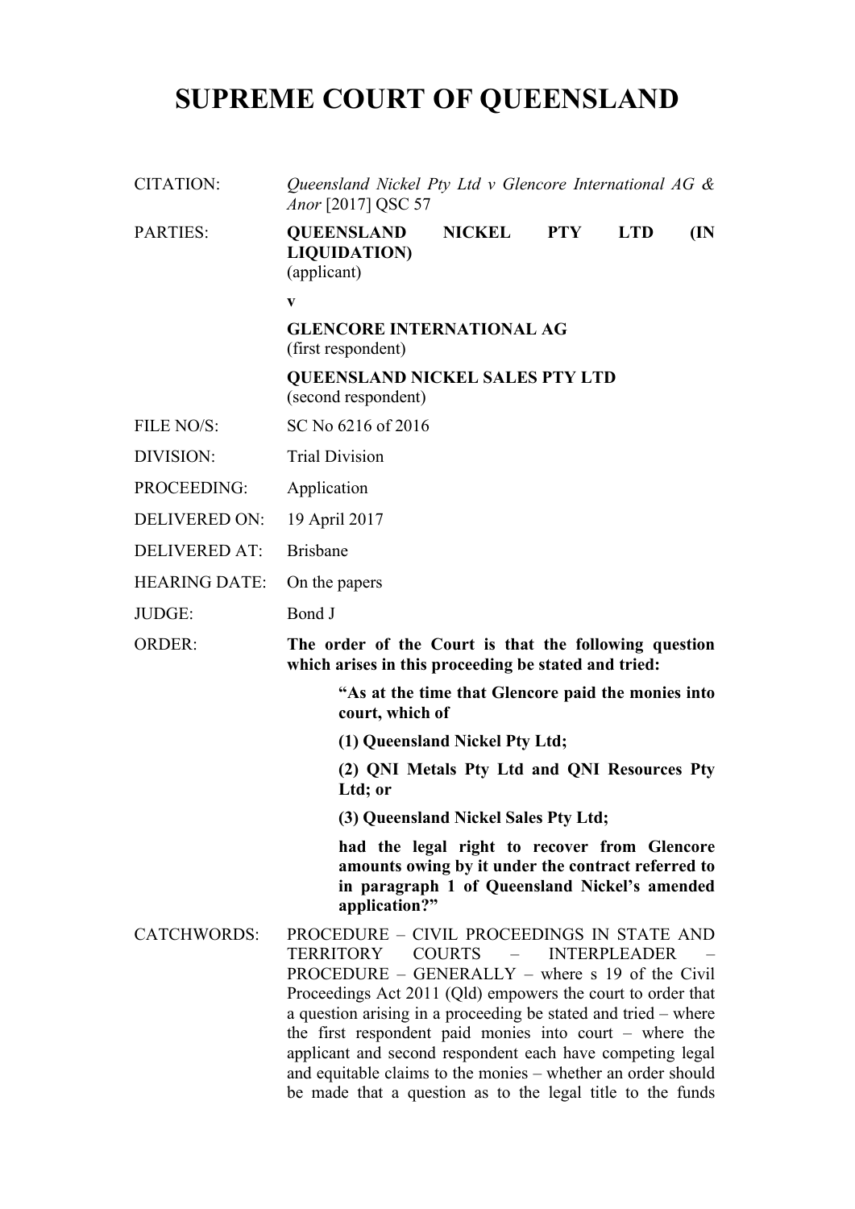# SUPREME COURT OF QUEENSLAND

| | |
|---|---|
| CITATION: | *Queensland Nickel Pty Ltd v Glencore International AG & Anor* [2017] QSC 57 |
| PARTIES: | **QUEENSLAND NICKEL PTY LTD (IN LIQUIDATION)**<br>(applicant)<br>**v**<br>**GLENCORE INTERNATIONAL AG**<br>(first respondent)<br>**QUEENSLAND NICKEL SALES PTY LTD**<br>(second respondent) |
| FILE NO/S: | SC No 6216 of 2016 |
| DIVISION: | Trial Division |
| PROCEEDING: | Application |
| DELIVERED ON: | 19 April 2017 |
| DELIVERED AT: | Brisbane |
| HEARING DATE: | On the papers |
| JUDGE: | Bond J |
| ORDER: | **The order of the Court is that the following question which arises in this proceeding be stated and tried:**<br>**"As at the time that Glencore paid the monies into court, which of**<br>**(1) Queensland Nickel Pty Ltd;**<br>**(2) QNI Metals Pty Ltd and QNI Resources Pty Ltd; or**<br>**(3) Queensland Nickel Sales Pty Ltd;**<br>**had the legal right to recover from Glencore amounts owing by it under the contract referred to in paragraph 1 of Queensland Nickel's amended application?"** |
| CATCHWORDS: | PROCEDURE – CIVIL PROCEEDINGS IN STATE AND TERRITORY COURTS – INTERPLEADER – PROCEDURE – GENERALLY – where s 19 of the Civil Proceedings Act 2011 (Qld) empowers the court to order that a question arising in a proceeding be stated and tried – where the first respondent paid monies into court – where the applicant and second respondent each have competing legal and equitable claims to the monies – whether an order should be made that a question as to the legal title to the funds |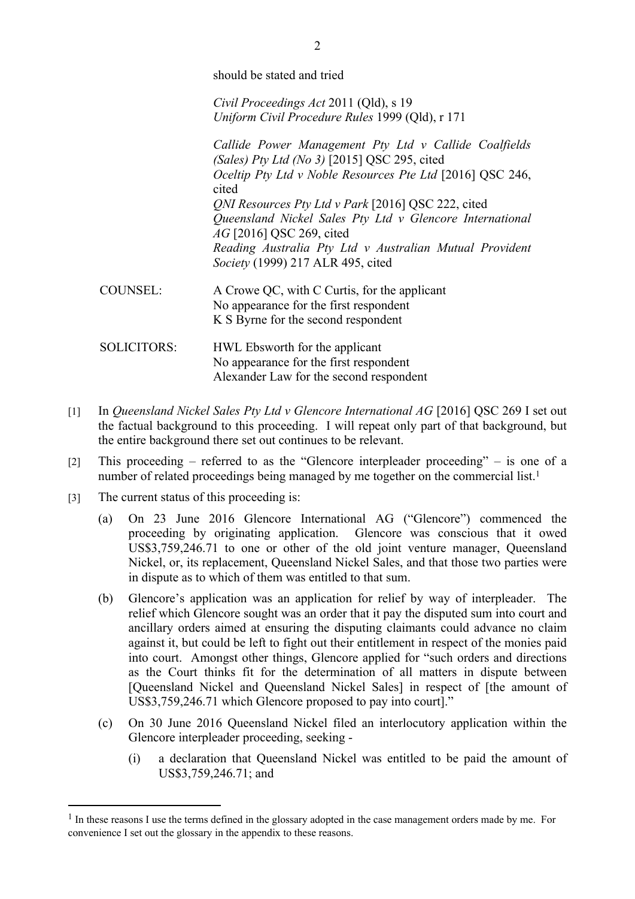should be stated and tried

*Civil Proceedings Act* 2011 (Qld), s 19
*Uniform Civil Procedure Rules* 1999 (Qld), r 171

*Callide Power Management Pty Ltd v Callide Coalfields (Sales) Pty Ltd (No 3)* [2015] QSC 295, cited
*Oceltip Pty Ltd v Noble Resources Pte Ltd* [2016] QSC 246, cited
*QNI Resources Pty Ltd v Park* [2016] QSC 222, cited
*Queensland Nickel Sales Pty Ltd v Glencore International AG* [2016] QSC 269, cited
*Reading Australia Pty Ltd v Australian Mutual Provident Society* (1999) 217 ALR 495, cited

COUNSEL: A Crowe QC, with C Curtis, for the applicant
No appearance for the first respondent
K S Byrne for the second respondent

SOLICITORS: HWL Ebsworth for the applicant
No appearance for the first respondent
Alexander Law for the second respondent

[1] In *Queensland Nickel Sales Pty Ltd v Glencore International AG* [2016] QSC 269 I set out the factual background to this proceeding. I will repeat only part of that background, but the entire background there set out continues to be relevant.

[2] This proceeding – referred to as the "Glencore interpleader proceeding" – is one of a number of related proceedings being managed by me together on the commercial list.[1]

[3] The current status of this proceeding is:

(a) On 23 June 2016 Glencore International AG ("Glencore") commenced the proceeding by originating application. Glencore was conscious that it owed US$3,759,246.71 to one or other of the old joint venture manager, Queensland Nickel, or, its replacement, Queensland Nickel Sales, and that those two parties were in dispute as to which of them was entitled to that sum.

(b) Glencore's application was an application for relief by way of interpleader. The relief which Glencore sought was an order that it pay the disputed sum into court and ancillary orders aimed at ensuring the disputing claimants could advance no claim against it, but could be left to fight out their entitlement in respect of the monies paid into court. Amongst other things, Glencore applied for "such orders and directions as the Court thinks fit for the determination of all matters in dispute between [Queensland Nickel and Queensland Nickel Sales] in respect of [the amount of US$3,759,246.71 which Glencore proposed to pay into court]."

(c) On 30 June 2016 Queensland Nickel filed an interlocutory application within the Glencore interpleader proceeding, seeking -

(i) a declaration that Queensland Nickel was entitled to be paid the amount of US$3,759,246.71; and

[1] In these reasons I use the terms defined in the glossary adopted in the case management orders made by me. For convenience I set out the glossary in the appendix to these reasons.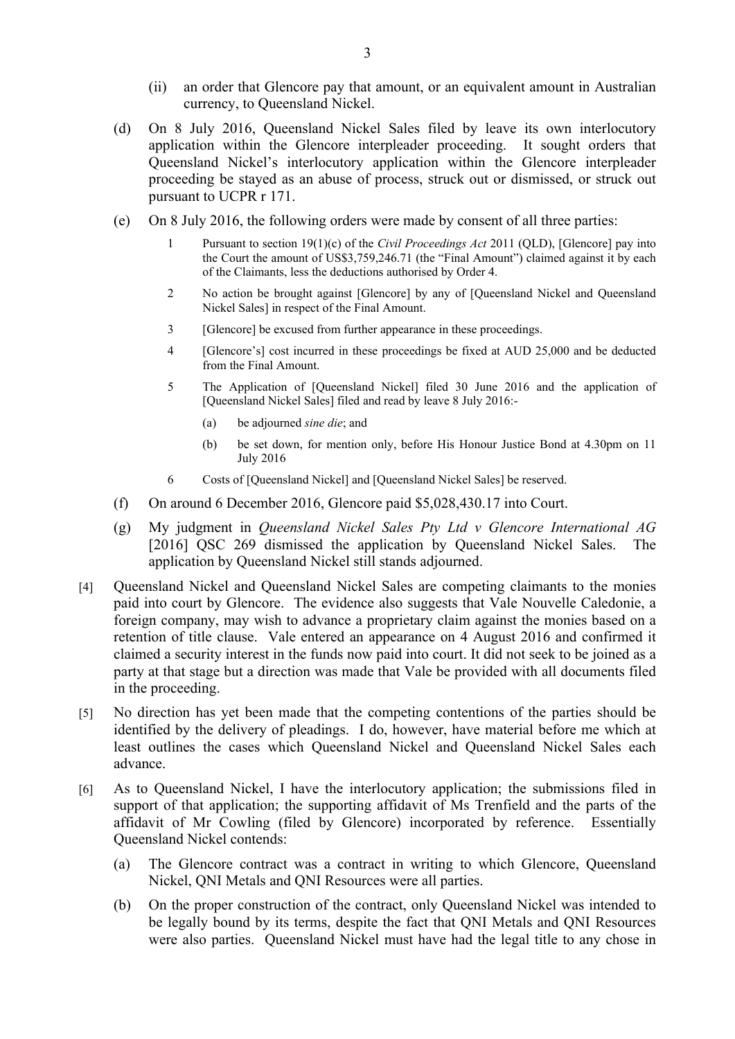(ii) an order that Glencore pay that amount, or an equivalent amount in Australian currency, to Queensland Nickel.

(d) On 8 July 2016, Queensland Nickel Sales filed by leave its own interlocutory application within the Glencore interpleader proceeding. It sought orders that Queensland Nickel's interlocutory application within the Glencore interpleader proceeding be stayed as an abuse of process, struck out or dismissed, or struck out pursuant to UCPR r 171.

(e) On 8 July 2016, the following orders were made by consent of all three parties:

> 1 Pursuant to section 19(1)(c) of the *Civil Proceedings Act* 2011 (QLD), [Glencore] pay into the Court the amount of US$3,759,246.71 (the "Final Amount") claimed against it by each of the Claimants, less the deductions authorised by Order 4.
>
> 2 No action be brought against [Glencore] by any of [Queensland Nickel and Queensland Nickel Sales] in respect of the Final Amount.
>
> 3 [Glencore] be excused from further appearance in these proceedings.
>
> 4 [Glencore's] cost incurred in these proceedings be fixed at AUD 25,000 and be deducted from the Final Amount.
>
> 5 The Application of [Queensland Nickel] filed 30 June 2016 and the application of [Queensland Nickel Sales] filed and read by leave 8 July 2016:-
>
> (a) be adjourned *sine die*; and
>
> (b) be set down, for mention only, before His Honour Justice Bond at 4.30pm on 11 July 2016
>
> 6 Costs of [Queensland Nickel] and [Queensland Nickel Sales] be reserved.

(f) On around 6 December 2016, Glencore paid $5,028,430.17 into Court.

(g) My judgment in *Queensland Nickel Sales Pty Ltd v Glencore International AG* [2016] QSC 269 dismissed the application by Queensland Nickel Sales. The application by Queensland Nickel still stands adjourned.

[4] Queensland Nickel and Queensland Nickel Sales are competing claimants to the monies paid into court by Glencore. The evidence also suggests that Vale Nouvelle Caledonie, a foreign company, may wish to advance a proprietary claim against the monies based on a retention of title clause. Vale entered an appearance on 4 August 2016 and confirmed it claimed a security interest in the funds now paid into court. It did not seek to be joined as a party at that stage but a direction was made that Vale be provided with all documents filed in the proceeding.

[5] No direction has yet been made that the competing contentions of the parties should be identified by the delivery of pleadings. I do, however, have material before me which at least outlines the cases which Queensland Nickel and Queensland Nickel Sales each advance.

[6] As to Queensland Nickel, I have the interlocutory application; the submissions filed in support of that application; the supporting affidavit of Ms Trenfield and the parts of the affidavit of Mr Cowling (filed by Glencore) incorporated by reference. Essentially Queensland Nickel contends:

(a) The Glencore contract was a contract in writing to which Glencore, Queensland Nickel, QNI Metals and QNI Resources were all parties.

(b) On the proper construction of the contract, only Queensland Nickel was intended to be legally bound by its terms, despite the fact that QNI Metals and QNI Resources were also parties. Queensland Nickel must have had the legal title to any chose in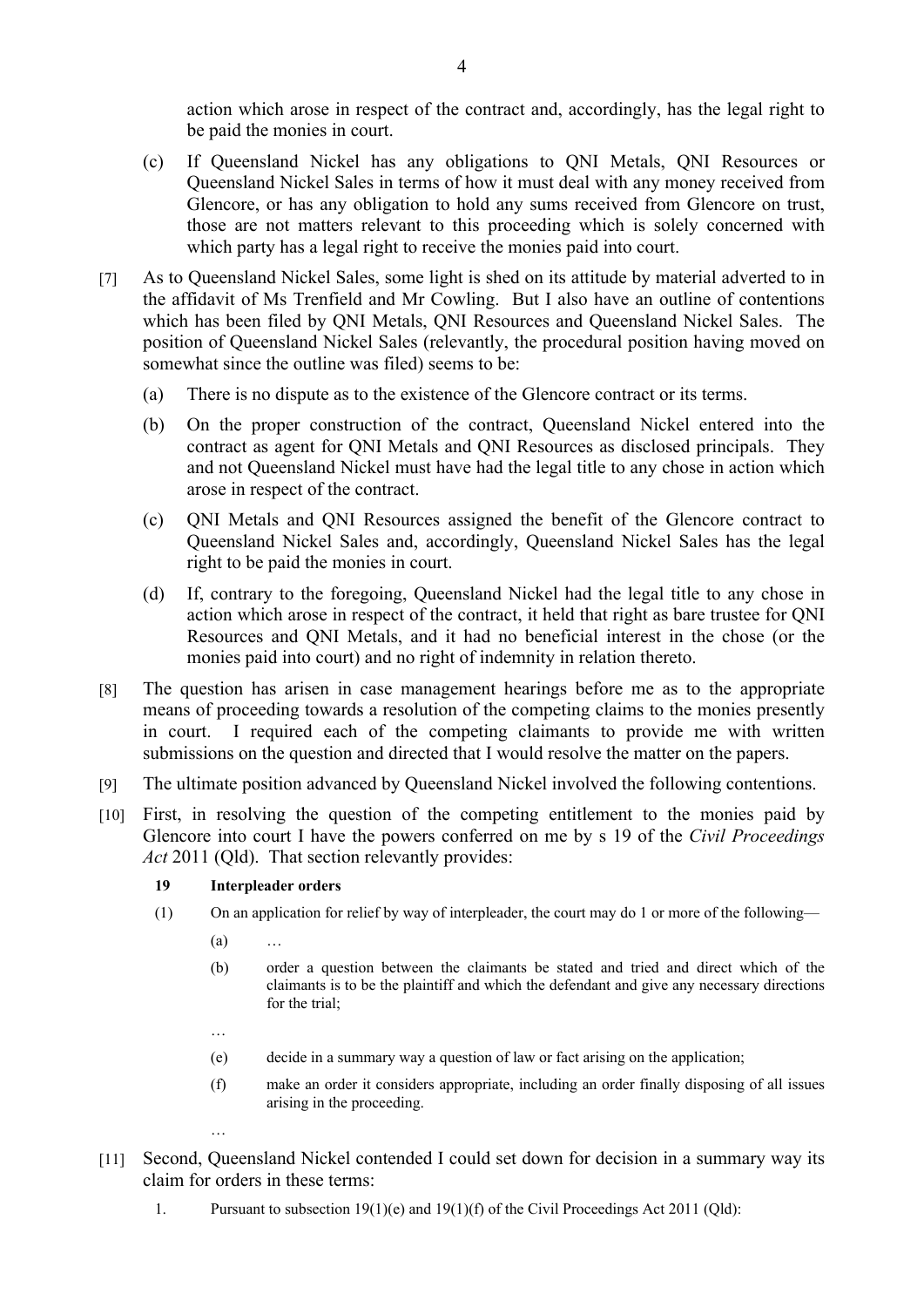action which arose in respect of the contract and, accordingly, has the legal right to be paid the monies in court.

(c) If Queensland Nickel has any obligations to QNI Metals, QNI Resources or Queensland Nickel Sales in terms of how it must deal with any money received from Glencore, or has any obligation to hold any sums received from Glencore on trust, those are not matters relevant to this proceeding which is solely concerned with which party has a legal right to receive the monies paid into court.

[7] As to Queensland Nickel Sales, some light is shed on its attitude by material adverted to in the affidavit of Ms Trenfield and Mr Cowling. But I also have an outline of contentions which has been filed by QNI Metals, QNI Resources and Queensland Nickel Sales. The position of Queensland Nickel Sales (relevantly, the procedural position having moved on somewhat since the outline was filed) seems to be:

(a) There is no dispute as to the existence of the Glencore contract or its terms.

(b) On the proper construction of the contract, Queensland Nickel entered into the contract as agent for QNI Metals and QNI Resources as disclosed principals. They and not Queensland Nickel must have had the legal title to any chose in action which arose in respect of the contract.

(c) QNI Metals and QNI Resources assigned the benefit of the Glencore contract to Queensland Nickel Sales and, accordingly, Queensland Nickel Sales has the legal right to be paid the monies in court.

(d) If, contrary to the foregoing, Queensland Nickel had the legal title to any chose in action which arose in respect of the contract, it held that right as bare trustee for QNI Resources and QNI Metals, and it had no beneficial interest in the chose (or the monies paid into court) and no right of indemnity in relation thereto.

[8] The question has arisen in case management hearings before me as to the appropriate means of proceeding towards a resolution of the competing claims to the monies presently in court. I required each of the competing claimants to provide me with written submissions on the question and directed that I would resolve the matter on the papers.

[9] The ultimate position advanced by Queensland Nickel involved the following contentions.

[10] First, in resolving the question of the competing entitlement to the monies paid by Glencore into court I have the powers conferred on me by s 19 of the *Civil Proceedings Act* 2011 (Qld). That section relevantly provides:

> **19 Interpleader orders**
>
> (1) On an application for relief by way of interpleader, the court may do 1 or more of the following—
>
> (a) …
>
> (b) order a question between the claimants be stated and tried and direct which of the claimants is to be the plaintiff and which the defendant and give any necessary directions for the trial;
>
> …
>
> (e) decide in a summary way a question of law or fact arising on the application;
>
> (f) make an order it considers appropriate, including an order finally disposing of all issues arising in the proceeding.
>
> …

[11] Second, Queensland Nickel contended I could set down for decision in a summary way its claim for orders in these terms:

> 1. Pursuant to subsection 19(1)(e) and 19(1)(f) of the Civil Proceedings Act 2011 (Qld):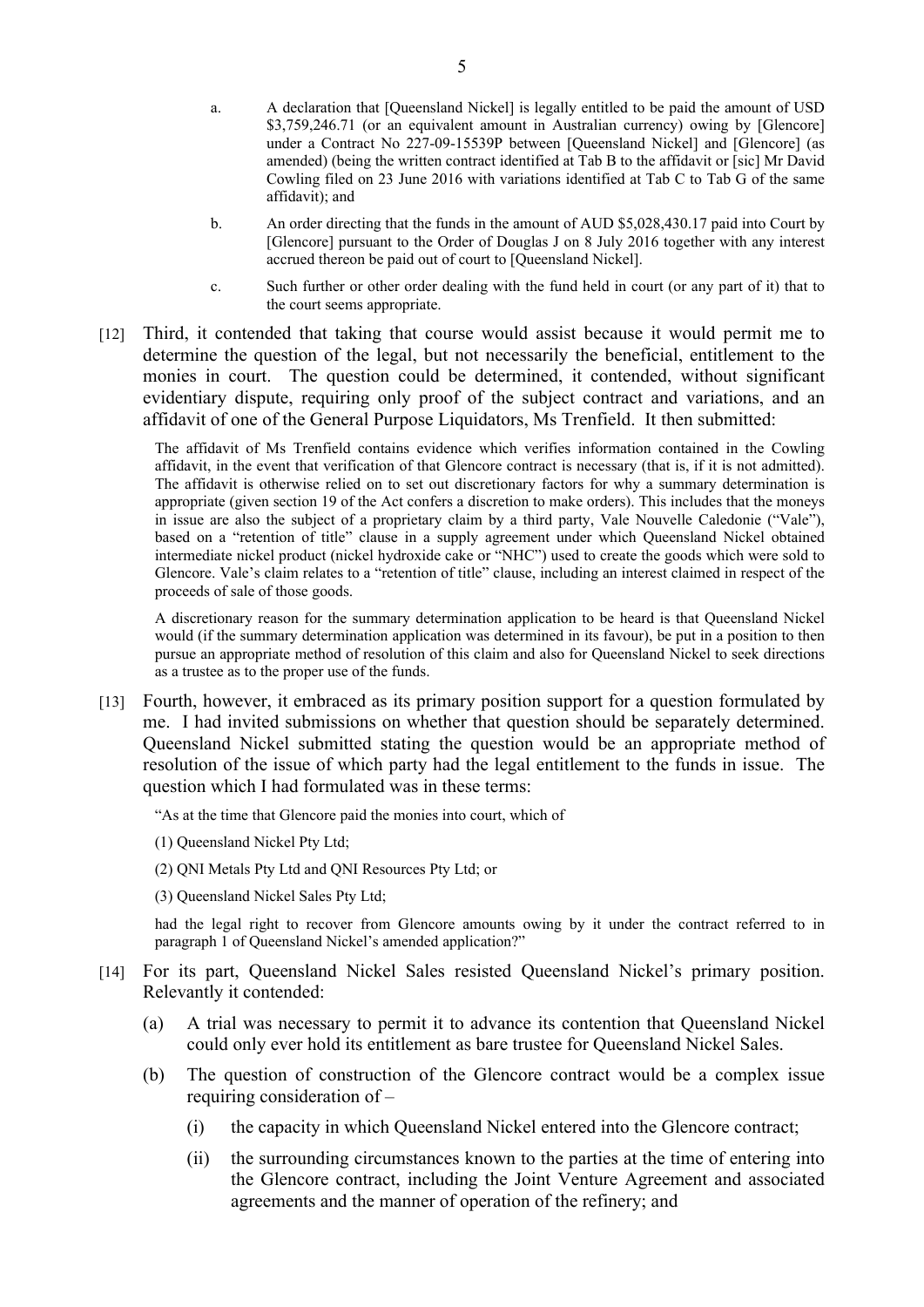a. A declaration that [Queensland Nickel] is legally entitled to be paid the amount of USD $3,759,246.71 (or an equivalent amount in Australian currency) owing by [Glencore] under a Contract No 227-09-15539P between [Queensland Nickel] and [Glencore] (as amended) (being the written contract identified at Tab B to the affidavit or [sic] Mr David Cowling filed on 23 June 2016 with variations identified at Tab C to Tab G of the same affidavit); and

b. An order directing that the funds in the amount of AUD $5,028,430.17 paid into Court by [Glencore] pursuant to the Order of Douglas J on 8 July 2016 together with any interest accrued thereon be paid out of court to [Queensland Nickel].

c. Such further or other order dealing with the fund held in court (or any part of it) that to the court seems appropriate.

[12] Third, it contended that taking that course would assist because it would permit me to determine the question of the legal, but not necessarily the beneficial, entitlement to the monies in court. The question could be determined, it contended, without significant evidentiary dispute, requiring only proof of the subject contract and variations, and an affidavit of one of the General Purpose Liquidators, Ms Trenfield. It then submitted:

> The affidavit of Ms Trenfield contains evidence which verifies information contained in the Cowling affidavit, in the event that verification of that Glencore contract is necessary (that is, if it is not admitted). The affidavit is otherwise relied on to set out discretionary factors for why a summary determination is appropriate (given section 19 of the Act confers a discretion to make orders). This includes that the moneys in issue are also the subject of a proprietary claim by a third party, Vale Nouvelle Caledonie ("Vale"), based on a "retention of title" clause in a supply agreement under which Queensland Nickel obtained intermediate nickel product (nickel hydroxide cake or "NHC") used to create the goods which were sold to Glencore. Vale's claim relates to a "retention of title" clause, including an interest claimed in respect of the proceeds of sale of those goods.
>
> A discretionary reason for the summary determination application to be heard is that Queensland Nickel would (if the summary determination application was determined in its favour), be put in a position to then pursue an appropriate method of resolution of this claim and also for Queensland Nickel to seek directions as a trustee as to the proper use of the funds.

[13] Fourth, however, it embraced as its primary position support for a question formulated by me. I had invited submissions on whether that question should be separately determined. Queensland Nickel submitted stating the question would be an appropriate method of resolution of the issue of which party had the legal entitlement to the funds in issue. The question which I had formulated was in these terms:

> "As at the time that Glencore paid the monies into court, which of
>
> (1) Queensland Nickel Pty Ltd;
>
> (2) QNI Metals Pty Ltd and QNI Resources Pty Ltd; or
>
> (3) Queensland Nickel Sales Pty Ltd;
>
> had the legal right to recover from Glencore amounts owing by it under the contract referred to in paragraph 1 of Queensland Nickel's amended application?"

[14] For its part, Queensland Nickel Sales resisted Queensland Nickel's primary position. Relevantly it contended:

(a) A trial was necessary to permit it to advance its contention that Queensland Nickel could only ever hold its entitlement as bare trustee for Queensland Nickel Sales.

(b) The question of construction of the Glencore contract would be a complex issue requiring consideration of –

   (i) the capacity in which Queensland Nickel entered into the Glencore contract;

   (ii) the surrounding circumstances known to the parties at the time of entering into the Glencore contract, including the Joint Venture Agreement and associated agreements and the manner of operation of the refinery; and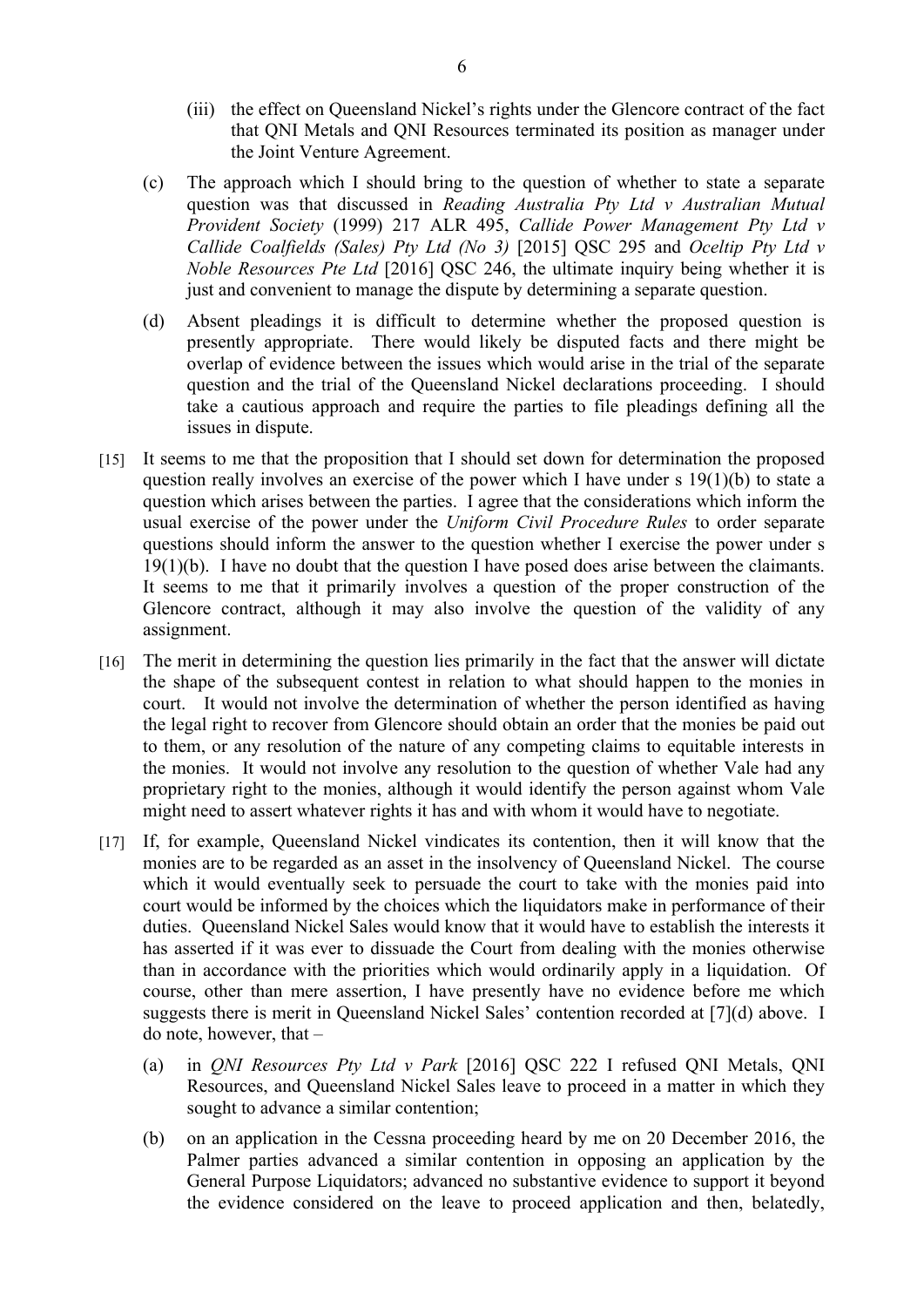(iii) the effect on Queensland Nickel's rights under the Glencore contract of the fact that QNI Metals and QNI Resources terminated its position as manager under the Joint Venture Agreement.

(c) The approach which I should bring to the question of whether to state a separate question was that discussed in *Reading Australia Pty Ltd v Australian Mutual Provident Society* (1999) 217 ALR 495, *Callide Power Management Pty Ltd v Callide Coalfields (Sales) Pty Ltd (No 3)* [2015] QSC 295 and *Oceltip Pty Ltd v Noble Resources Pte Ltd* [2016] QSC 246, the ultimate inquiry being whether it is just and convenient to manage the dispute by determining a separate question.

(d) Absent pleadings it is difficult to determine whether the proposed question is presently appropriate. There would likely be disputed facts and there might be overlap of evidence between the issues which would arise in the trial of the separate question and the trial of the Queensland Nickel declarations proceeding. I should take a cautious approach and require the parties to file pleadings defining all the issues in dispute.

[15] It seems to me that the proposition that I should set down for determination the proposed question really involves an exercise of the power which I have under s 19(1)(b) to state a question which arises between the parties. I agree that the considerations which inform the usual exercise of the power under the *Uniform Civil Procedure Rules* to order separate questions should inform the answer to the question whether I exercise the power under s 19(1)(b). I have no doubt that the question I have posed does arise between the claimants. It seems to me that it primarily involves a question of the proper construction of the Glencore contract, although it may also involve the question of the validity of any assignment.

[16] The merit in determining the question lies primarily in the fact that the answer will dictate the shape of the subsequent contest in relation to what should happen to the monies in court. It would not involve the determination of whether the person identified as having the legal right to recover from Glencore should obtain an order that the monies be paid out to them, or any resolution of the nature of any competing claims to equitable interests in the monies. It would not involve any resolution to the question of whether Vale had any proprietary right to the monies, although it would identify the person against whom Vale might need to assert whatever rights it has and with whom it would have to negotiate.

[17] If, for example, Queensland Nickel vindicates its contention, then it will know that the monies are to be regarded as an asset in the insolvency of Queensland Nickel. The course which it would eventually seek to persuade the court to take with the monies paid into court would be informed by the choices which the liquidators make in performance of their duties. Queensland Nickel Sales would know that it would have to establish the interests it has asserted if it was ever to dissuade the Court from dealing with the monies otherwise than in accordance with the priorities which would ordinarily apply in a liquidation. Of course, other than mere assertion, I have presently have no evidence before me which suggests there is merit in Queensland Nickel Sales' contention recorded at [7](d) above. I do note, however, that –

(a) in *QNI Resources Pty Ltd v Park* [2016] QSC 222 I refused QNI Metals, QNI Resources, and Queensland Nickel Sales leave to proceed in a matter in which they sought to advance a similar contention;

(b) on an application in the Cessna proceeding heard by me on 20 December 2016, the Palmer parties advanced a similar contention in opposing an application by the General Purpose Liquidators; advanced no substantive evidence to support it beyond the evidence considered on the leave to proceed application and then, belatedly,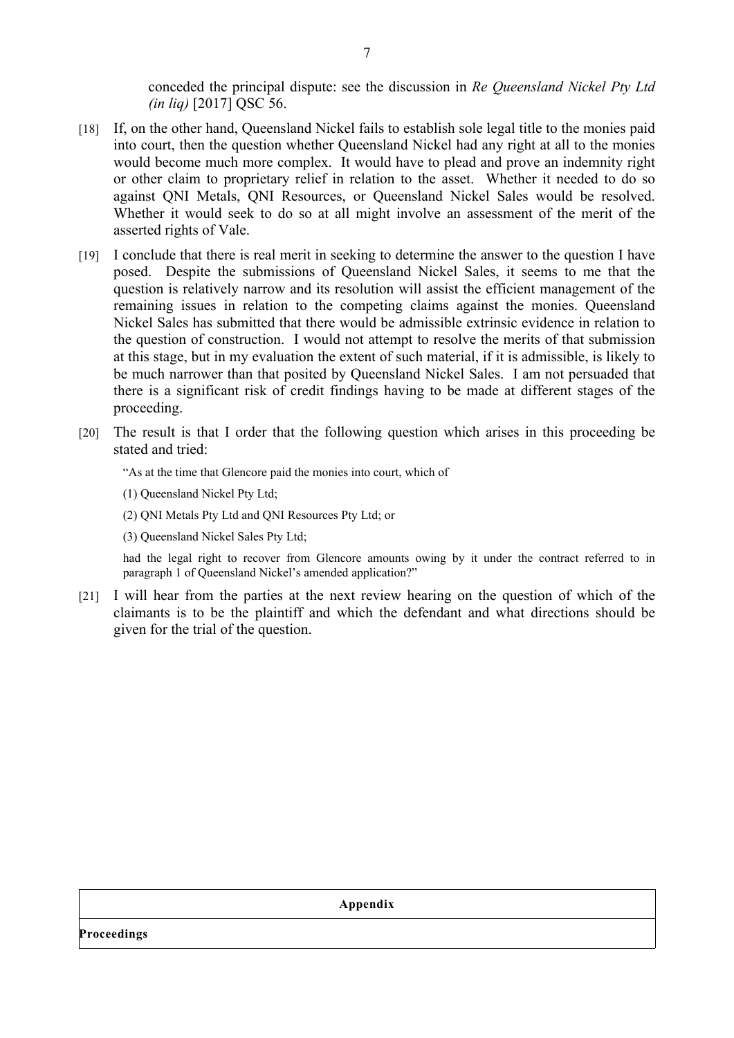conceded the principal dispute: see the discussion in *Re Queensland Nickel Pty Ltd (in liq)* [2017] QSC 56.

[18] If, on the other hand, Queensland Nickel fails to establish sole legal title to the monies paid into court, then the question whether Queensland Nickel had any right at all to the monies would become much more complex. It would have to plead and prove an indemnity right or other claim to proprietary relief in relation to the asset. Whether it needed to do so against QNI Metals, QNI Resources, or Queensland Nickel Sales would be resolved. Whether it would seek to do so at all might involve an assessment of the merit of the asserted rights of Vale.

[19] I conclude that there is real merit in seeking to determine the answer to the question I have posed. Despite the submissions of Queensland Nickel Sales, it seems to me that the question is relatively narrow and its resolution will assist the efficient management of the remaining issues in relation to the competing claims against the monies. Queensland Nickel Sales has submitted that there would be admissible extrinsic evidence in relation to the question of construction. I would not attempt to resolve the merits of that submission at this stage, but in my evaluation the extent of such material, if it is admissible, is likely to be much narrower than that posited by Queensland Nickel Sales. I am not persuaded that there is a significant risk of credit findings having to be made at different stages of the proceeding.

[20] The result is that I order that the following question which arises in this proceeding be stated and tried:

> "As at the time that Glencore paid the monies into court, which of
>
> (1) Queensland Nickel Pty Ltd;
>
> (2) QNI Metals Pty Ltd and QNI Resources Pty Ltd; or
>
> (3) Queensland Nickel Sales Pty Ltd;
>
> had the legal right to recover from Glencore amounts owing by it under the contract referred to in paragraph 1 of Queensland Nickel's amended application?"

[21] I will hear from the parties at the next review hearing on the question of which of the claimants is to be the plaintiff and which the defendant and what directions should be given for the trial of the question.

| **Appendix** |
| --- |
| **Proceedings** |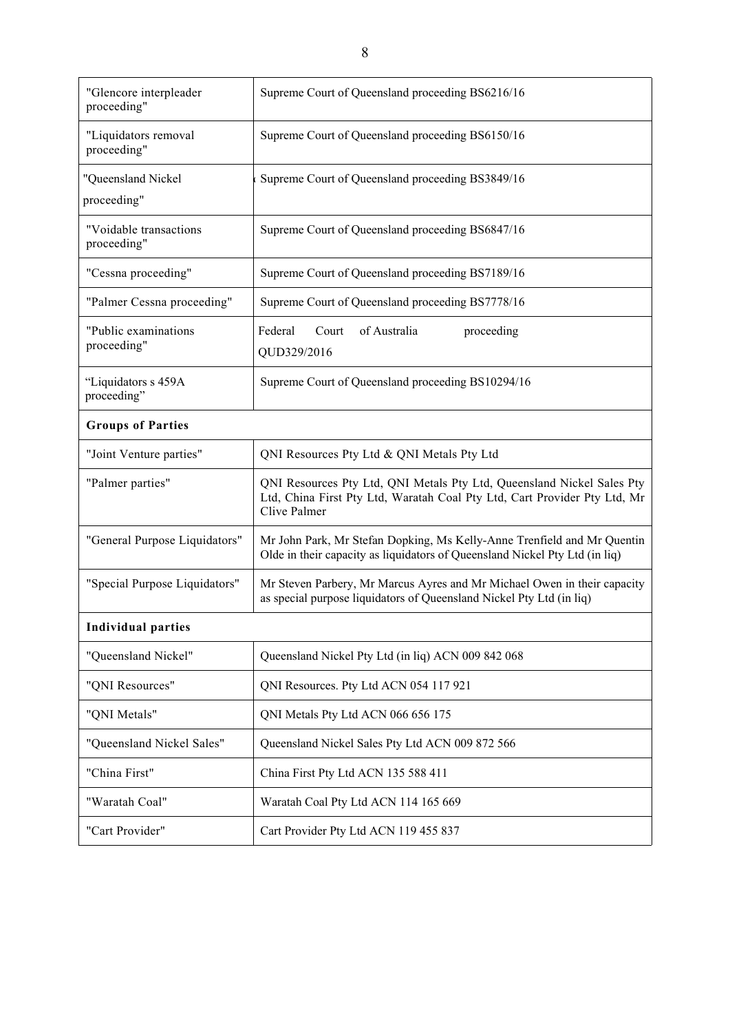| | |
|---|---|
| "Glencore interpleader proceeding" | Supreme Court of Queensland proceeding BS6216/16 |
| "Liquidators removal proceeding" | Supreme Court of Queensland proceeding BS6150/16 |
| "Queensland Nickel proceeding" | Supreme Court of Queensland proceeding BS3849/16 |
| "Voidable transactions proceeding" | Supreme Court of Queensland proceeding BS6847/16 |
| "Cessna proceeding" | Supreme Court of Queensland proceeding BS7189/16 |
| "Palmer Cessna proceeding" | Supreme Court of Queensland proceeding BS7778/16 |
| "Public examinations proceeding" | Federal Court of Australia proceeding QUD329/2016 |
| "Liquidators s 459A proceeding" | Supreme Court of Queensland proceeding BS10294/16 |
| **Groups of Parties** | |
| "Joint Venture parties" | QNI Resources Pty Ltd & QNI Metals Pty Ltd |
| "Palmer parties" | QNI Resources Pty Ltd, QNI Metals Pty Ltd, Queensland Nickel Sales Pty Ltd, China First Pty Ltd, Waratah Coal Pty Ltd, Cart Provider Pty Ltd, Mr Clive Palmer |
| "General Purpose Liquidators" | Mr John Park, Mr Stefan Dopking, Ms Kelly-Anne Trenfield and Mr Quentin Olde in their capacity as liquidators of Queensland Nickel Pty Ltd (in liq) |
| "Special Purpose Liquidators" | Mr Steven Parbery, Mr Marcus Ayres and Mr Michael Owen in their capacity as special purpose liquidators of Queensland Nickel Pty Ltd (in liq) |
| **Individual parties** | |
| "Queensland Nickel" | Queensland Nickel Pty Ltd (in liq) ACN 009 842 068 |
| "QNI Resources" | QNI Resources. Pty Ltd ACN 054 117 921 |
| "QNI Metals" | QNI Metals Pty Ltd ACN 066 656 175 |
| "Queensland Nickel Sales" | Queensland Nickel Sales Pty Ltd ACN 009 872 566 |
| "China First" | China First Pty Ltd ACN 135 588 411 |
| "Waratah Coal" | Waratah Coal Pty Ltd ACN 114 165 669 |
| "Cart Provider" | Cart Provider Pty Ltd ACN 119 455 837 |